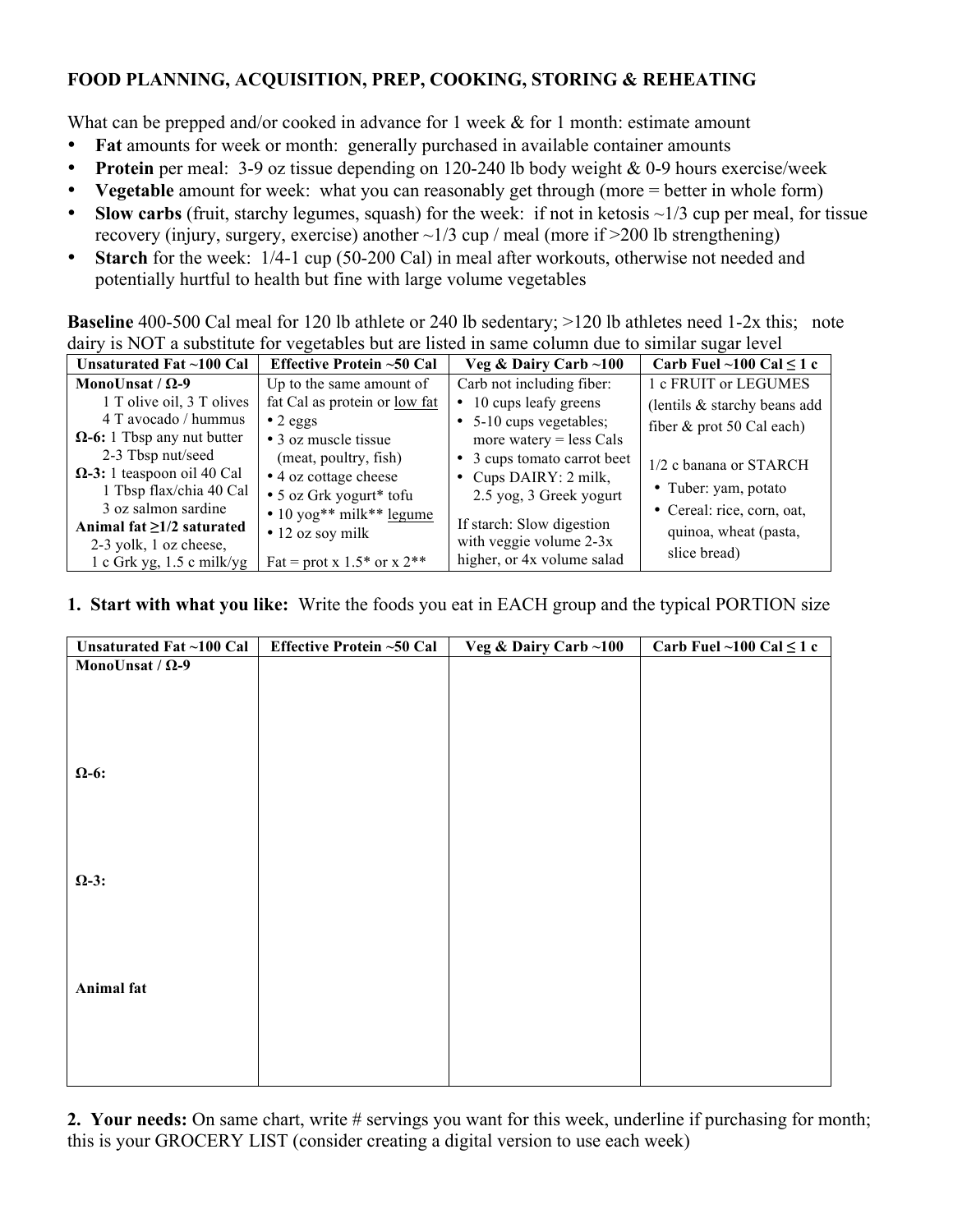**FOOD PLANNING, ACQUISITION, PREP, COOKING, STORING & REHEATING**

What can be prepped and/or cooked in advance for 1 week & for 1 month: estimate amount

- **Fat** amounts for week or month: generally purchased in available container amounts
- **Protein** per meal: 3-9 oz tissue depending on 120-240 lb body weight & 0-9 hours exercise/week
- **Vegetable** amount for week: what you can reasonably get through (more = better in whole form)
- **Slow carbs** (fruit, starchy legumes, squash) for the week: if not in ketosis ~1/3 cup per meal, for tissue recovery (injury, surgery, exercise) another ~1/3 cup / meal (more if >200 lb strengthening)
- **Starch** for the week: 1/4-1 cup (50-200 Cal) in meal after workouts, otherwise not needed and potentially hurtful to health but fine with large volume vegetables

**Baseline** 400-500 Cal meal for 120 lb athlete or 240 lb sedentary; >120 lb athletes need 1-2x this; note dairy is NOT a substitute for vegetables but are listed in same column due to similar sugar level

| Unsaturated Fat ~100 Cal | Effective Protein ~50 Cal | Veg & Dairy Carb ~100 | Carb Fuel ~100 Cal ≤ 1 c |
|---|---|---|---|
| **MonoUnsat / Ω-9**<br>1 T olive oil, 3 T olives<br>4 T avocado / hummus<br>**Ω-6:** 1 Tbsp any nut butter<br>2-3 Tbsp nut/seed<br>**Ω-3:** 1 teaspoon oil 40 Cal<br>1 Tbsp flax/chia 40 Cal<br>3 oz salmon sardine<br>**Animal fat ≥1/2 saturated**<br>2-3 yolk, 1 oz cheese,<br>1 c Grk yg, 1.5 c milk/yg | Up to the same amount of fat Cal as protein or <u>low fat</u><br>• 2 eggs<br>• 3 oz muscle tissue (meat, poultry, fish)<br>• 4 oz cottage cheese<br>• 5 oz Grk yogurt* tofu<br>• 10 yog** milk** <u>legume</u><br>• 12 oz soy milk<br><br>Fat = prot x 1.5* or x 2** | Carb not including fiber:<br>• 10 cups leafy greens<br>• 5-10 cups vegetables; more watery = less Cals<br>• 3 cups tomato carrot beet<br>• Cups DAIRY: 2 milk, 2.5 yog, 3 Greek yogurt<br><br>If starch: Slow digestion with veggie volume 2-3x higher, or 4x volume salad | 1 c FRUIT or LEGUMES (lentils & starchy beans add fiber & prot 50 Cal each)<br><br>1/2 c banana or STARCH<br>• Tuber: yam, potato<br>• Cereal: rice, corn, oat, quinoa, wheat (pasta, slice bread) |

**1. Start with what you like:** Write the foods you eat in EACH group and the typical PORTION size

| Unsaturated Fat ~100 Cal | Effective Protein ~50 Cal | Veg & Dairy Carb ~100 | Carb Fuel ~100 Cal ≤ 1 c |
|---|---|---|---|
| **MonoUnsat / Ω-9**<br><br><br><br>**Ω-6:**<br><br><br><br>**Ω-3:**<br><br><br><br>**Animal fat**<br><br><br> | | | |

**2. Your needs:** On same chart, write # servings you want for this week, underline if purchasing for month; this is your GROCERY LIST (consider creating a digital version to use each week)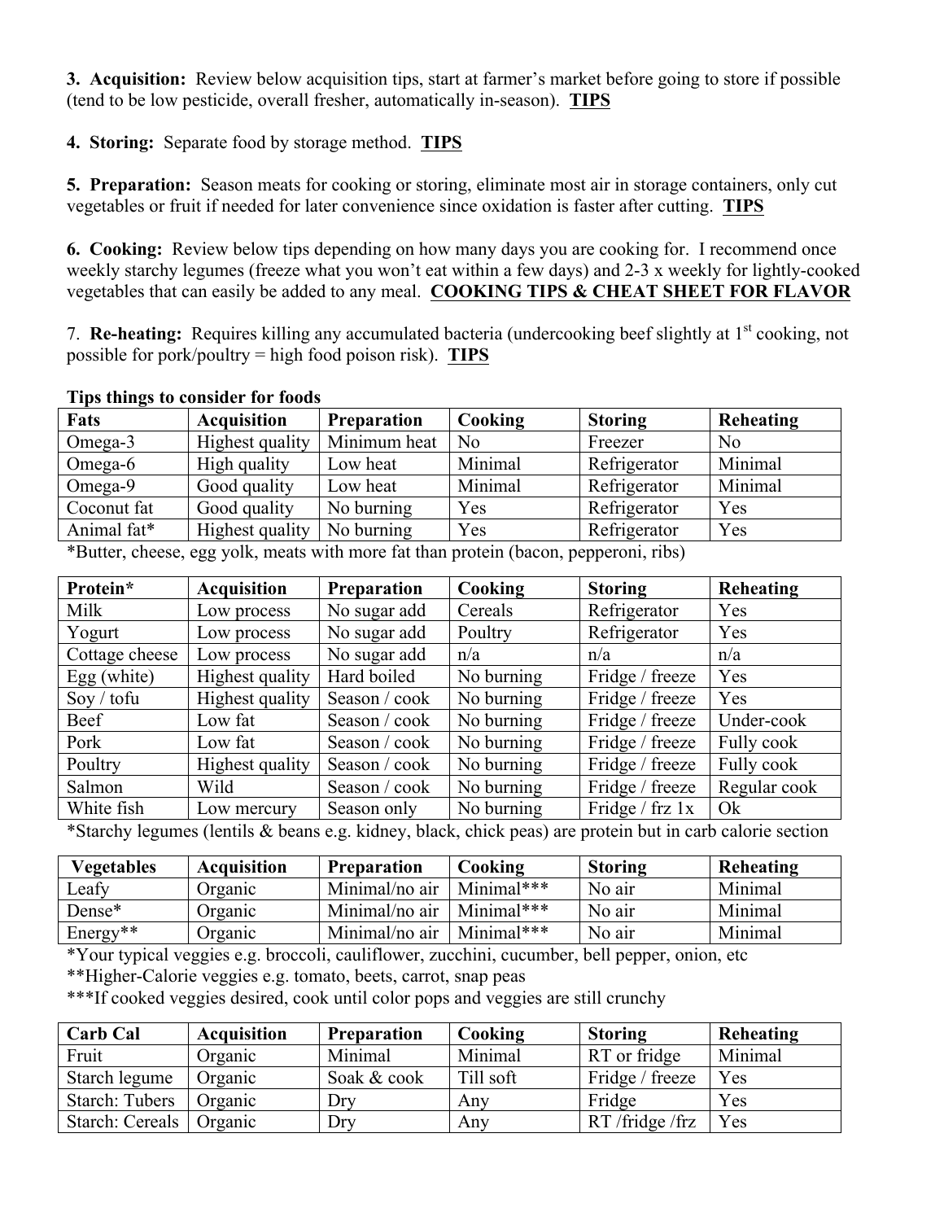**3. Acquisition:** Review below acquisition tips, start at farmer's market before going to store if possible (tend to be low pesticide, overall fresher, automatically in-season). **TIPS**

**4. Storing:** Separate food by storage method. **TIPS**

**5. Preparation:** Season meats for cooking or storing, eliminate most air in storage containers, only cut vegetables or fruit if needed for later convenience since oxidation is faster after cutting. **TIPS**

**6. Cooking:** Review below tips depending on how many days you are cooking for. I recommend once weekly starchy legumes (freeze what you won't eat within a few days) and 2-3 x weekly for lightly-cooked vegetables that can easily be added to any meal. **COOKING TIPS & CHEAT SHEET FOR FLAVOR**

7. **Re-heating:** Requires killing any accumulated bacteria (undercooking beef slightly at 1st cooking, not possible for pork/poultry = high food poison risk). **TIPS**

**Tips things to consider for foods**

| Fats | Acquisition | Preparation | Cooking | Storing | Reheating |
|---|---|---|---|---|---|
| Omega-3 | Highest quality | Minimum heat | No | Freezer | No |
| Omega-6 | High quality | Low heat | Minimal | Refrigerator | Minimal |
| Omega-9 | Good quality | Low heat | Minimal | Refrigerator | Minimal |
| Coconut fat | Good quality | No burning | Yes | Refrigerator | Yes |
| Animal fat* | Highest quality | No burning | Yes | Refrigerator | Yes |

*Butter, cheese, egg yolk, meats with more fat than protein (bacon, pepperoni, ribs)

| Protein* | Acquisition | Preparation | Cooking | Storing | Reheating |
|---|---|---|---|---|---|
| Milk | Low process | No sugar add | Cereals | Refrigerator | Yes |
| Yogurt | Low process | No sugar add | Poultry | Refrigerator | Yes |
| Cottage cheese | Low process | No sugar add | n/a | n/a | n/a |
| Egg (white) | Highest quality | Hard boiled | No burning | Fridge / freeze | Yes |
| Soy / tofu | Highest quality | Season / cook | No burning | Fridge / freeze | Yes |
| Beef | Low fat | Season / cook | No burning | Fridge / freeze | Under-cook |
| Pork | Low fat | Season / cook | No burning | Fridge / freeze | Fully cook |
| Poultry | Highest quality | Season / cook | No burning | Fridge / freeze | Fully cook |
| Salmon | Wild | Season / cook | No burning | Fridge / freeze | Regular cook |
| White fish | Low mercury | Season only | No burning | Fridge / frz 1x | Ok |

*Starchy legumes (lentils & beans e.g. kidney, black, chick peas) are protein but in carb calorie section

| Vegetables | Acquisition | Preparation | Cooking | Storing | Reheating |
|---|---|---|---|---|---|
| Leafy | Organic | Minimal/no air | Minimal*** | No air | Minimal |
| Dense* | Organic | Minimal/no air | Minimal*** | No air | Minimal |
| Energy** | Organic | Minimal/no air | Minimal*** | No air | Minimal |

*Your typical veggies e.g. broccoli, cauliflower, zucchini, cucumber, bell pepper, onion, etc

**Higher-Calorie veggies e.g. tomato, beets, carrot, snap peas

***If cooked veggies desired, cook until color pops and veggies are still crunchy

| Carb Cal | Acquisition | Preparation | Cooking | Storing | Reheating |
|---|---|---|---|---|---|
| Fruit | Organic | Minimal | Minimal | RT or fridge | Minimal |
| Starch legume | Organic | Soak & cook | Till soft | Fridge / freeze | Yes |
| Starch: Tubers | Organic | Dry | Any | Fridge | Yes |
| Starch: Cereals | Organic | Dry | Any | RT /fridge /frz | Yes |